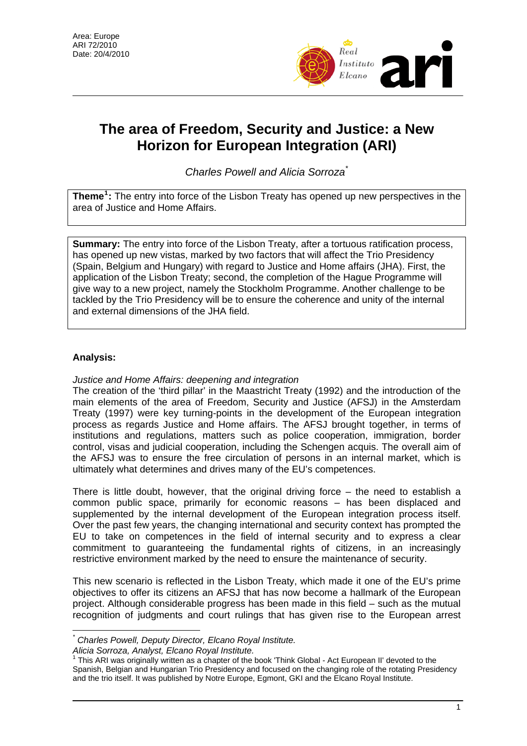Area: Europe
ARI 72/2010
Date: 20/4/2010

# The area of Freedom, Security and Justice: a New Horizon for European Integration (ARI)

*Charles Powell and Alicia Sorroza*[*]

**Theme**[1]**:** The entry into force of the Lisbon Treaty has opened up new perspectives in the area of Justice and Home Affairs.

**Summary:** The entry into force of the Lisbon Treaty, after a tortuous ratification process, has opened up new vistas, marked by two factors that will affect the Trio Presidency (Spain, Belgium and Hungary) with regard to Justice and Home affairs (JHA). First, the application of the Lisbon Treaty; second, the completion of the Hague Programme will give way to a new project, namely the Stockholm Programme. Another challenge to be tackled by the Trio Presidency will be to ensure the coherence and unity of the internal and external dimensions of the JHA field.

## Analysis:

*Justice and Home Affairs: deepening and integration*

The creation of the 'third pillar' in the Maastricht Treaty (1992) and the introduction of the main elements of the area of Freedom, Security and Justice (AFSJ) in the Amsterdam Treaty (1997) were key turning-points in the development of the European integration process as regards Justice and Home affairs. The AFSJ brought together, in terms of institutions and regulations, matters such as police cooperation, immigration, border control, visas and judicial cooperation, including the Schengen acquis. The overall aim of the AFSJ was to ensure the free circulation of persons in an internal market, which is ultimately what determines and drives many of the EU's competences.

There is little doubt, however, that the original driving force – the need to establish a common public space, primarily for economic reasons – has been displaced and supplemented by the internal development of the European integration process itself. Over the past few years, the changing international and security context has prompted the EU to take on competences in the field of internal security and to express a clear commitment to guaranteeing the fundamental rights of citizens, in an increasingly restrictive environment marked by the need to ensure the maintenance of security.

This new scenario is reflected in the Lisbon Treaty, which made it one of the EU's prime objectives to offer its citizens an AFSJ that has now become a hallmark of the European project. Although considerable progress has been made in this field – such as the mutual recognition of judgments and court rulings that has given rise to the European arrest

---

[*] *Charles Powell, Deputy Director, Elcano Royal Institute.*
*Alicia Sorroza, Analyst, Elcano Royal Institute.*

[1] This ARI was originally written as a chapter of the book 'Think Global - Act European II' devoted to the Spanish, Belgian and Hungarian Trio Presidency and focused on the changing role of the rotating Presidency and the trio itself. It was published by Notre Europe, Egmont, GKI and the Elcano Royal Institute.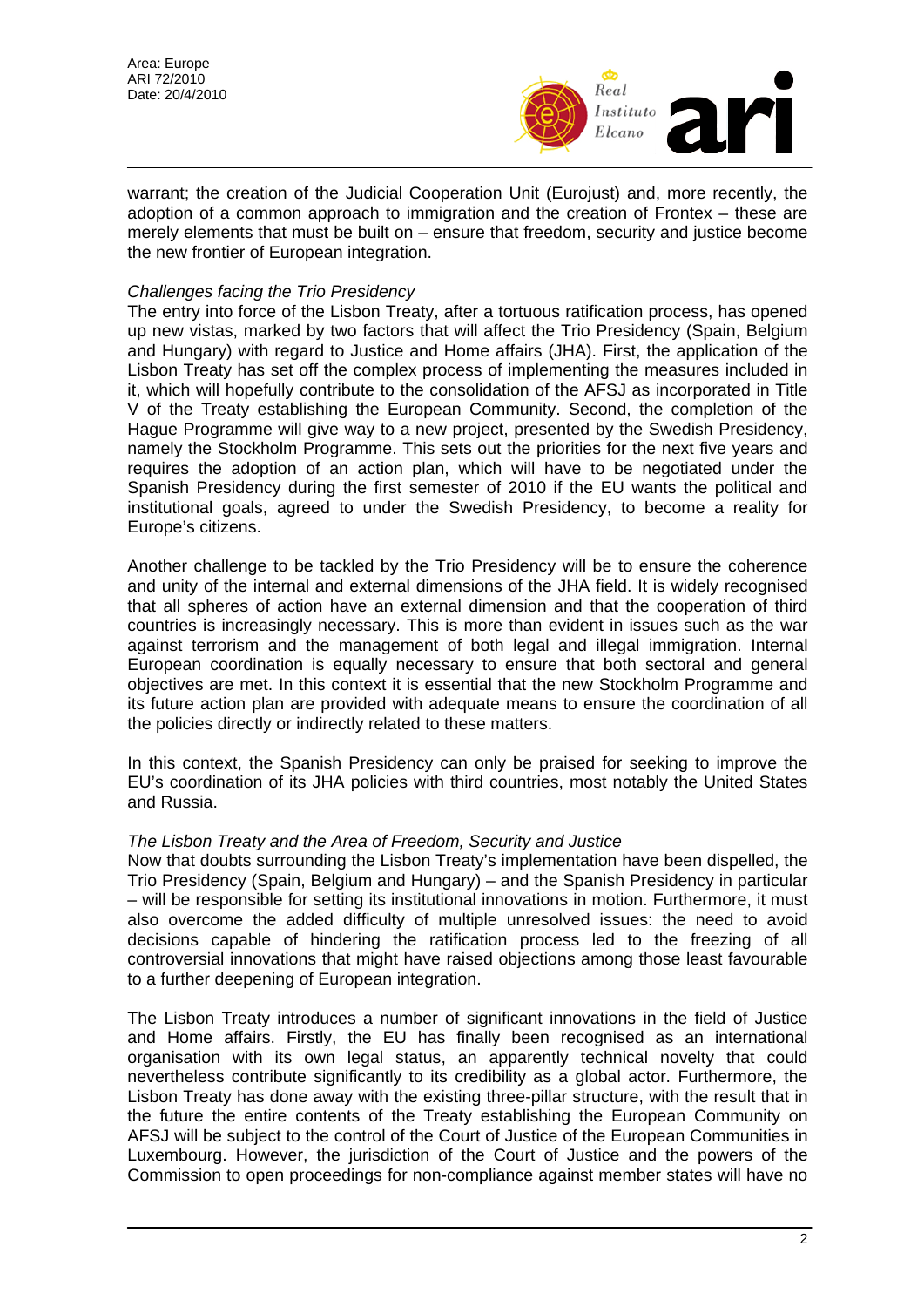warrant; the creation of the Judicial Cooperation Unit (Eurojust) and, more recently, the adoption of a common approach to immigration and the creation of Frontex – these are merely elements that must be built on – ensure that freedom, security and justice become the new frontier of European integration.

*Challenges facing the Trio Presidency*

The entry into force of the Lisbon Treaty, after a tortuous ratification process, has opened up new vistas, marked by two factors that will affect the Trio Presidency (Spain, Belgium and Hungary) with regard to Justice and Home affairs (JHA). First, the application of the Lisbon Treaty has set off the complex process of implementing the measures included in it, which will hopefully contribute to the consolidation of the AFSJ as incorporated in Title V of the Treaty establishing the European Community. Second, the completion of the Hague Programme will give way to a new project, presented by the Swedish Presidency, namely the Stockholm Programme. This sets out the priorities for the next five years and requires the adoption of an action plan, which will have to be negotiated under the Spanish Presidency during the first semester of 2010 if the EU wants the political and institutional goals, agreed to under the Swedish Presidency, to become a reality for Europe's citizens.

Another challenge to be tackled by the Trio Presidency will be to ensure the coherence and unity of the internal and external dimensions of the JHA field. It is widely recognised that all spheres of action have an external dimension and that the cooperation of third countries is increasingly necessary. This is more than evident in issues such as the war against terrorism and the management of both legal and illegal immigration. Internal European coordination is equally necessary to ensure that both sectoral and general objectives are met. In this context it is essential that the new Stockholm Programme and its future action plan are provided with adequate means to ensure the coordination of all the policies directly or indirectly related to these matters.

In this context, the Spanish Presidency can only be praised for seeking to improve the EU's coordination of its JHA policies with third countries, most notably the United States and Russia.

*The Lisbon Treaty and the Area of Freedom, Security and Justice*

Now that doubts surrounding the Lisbon Treaty's implementation have been dispelled, the Trio Presidency (Spain, Belgium and Hungary) – and the Spanish Presidency in particular – will be responsible for setting its institutional innovations in motion. Furthermore, it must also overcome the added difficulty of multiple unresolved issues: the need to avoid decisions capable of hindering the ratification process led to the freezing of all controversial innovations that might have raised objections among those least favourable to a further deepening of European integration.

The Lisbon Treaty introduces a number of significant innovations in the field of Justice and Home affairs. Firstly, the EU has finally been recognised as an international organisation with its own legal status, an apparently technical novelty that could nevertheless contribute significantly to its credibility as a global actor. Furthermore, the Lisbon Treaty has done away with the existing three-pillar structure, with the result that in the future the entire contents of the Treaty establishing the European Community on AFSJ will be subject to the control of the Court of Justice of the European Communities in Luxembourg. However, the jurisdiction of the Court of Justice and the powers of the Commission to open proceedings for non-compliance against member states will have no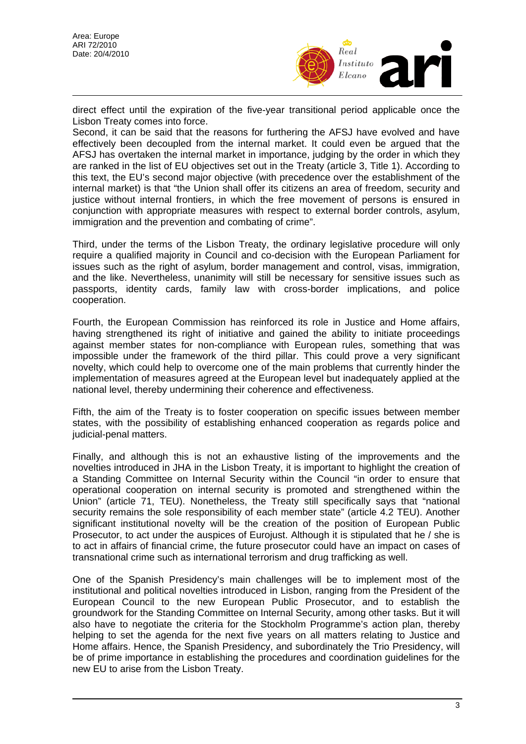direct effect until the expiration of the five-year transitional period applicable once the Lisbon Treaty comes into force.

Second, it can be said that the reasons for furthering the AFSJ have evolved and have effectively been decoupled from the internal market. It could even be argued that the AFSJ has overtaken the internal market in importance, judging by the order in which they are ranked in the list of EU objectives set out in the Treaty (article 3, Title 1). According to this text, the EU's second major objective (with precedence over the establishment of the internal market) is that "the Union shall offer its citizens an area of freedom, security and justice without internal frontiers, in which the free movement of persons is ensured in conjunction with appropriate measures with respect to external border controls, asylum, immigration and the prevention and combating of crime".

Third, under the terms of the Lisbon Treaty, the ordinary legislative procedure will only require a qualified majority in Council and co-decision with the European Parliament for issues such as the right of asylum, border management and control, visas, immigration, and the like. Nevertheless, unanimity will still be necessary for sensitive issues such as passports, identity cards, family law with cross-border implications, and police cooperation.

Fourth, the European Commission has reinforced its role in Justice and Home affairs, having strengthened its right of initiative and gained the ability to initiate proceedings against member states for non-compliance with European rules, something that was impossible under the framework of the third pillar. This could prove a very significant novelty, which could help to overcome one of the main problems that currently hinder the implementation of measures agreed at the European level but inadequately applied at the national level, thereby undermining their coherence and effectiveness.

Fifth, the aim of the Treaty is to foster cooperation on specific issues between member states, with the possibility of establishing enhanced cooperation as regards police and judicial-penal matters.

Finally, and although this is not an exhaustive listing of the improvements and the novelties introduced in JHA in the Lisbon Treaty, it is important to highlight the creation of a Standing Committee on Internal Security within the Council "in order to ensure that operational cooperation on internal security is promoted and strengthened within the Union" (article 71, TEU). Nonetheless, the Treaty still specifically says that "national security remains the sole responsibility of each member state" (article 4.2 TEU). Another significant institutional novelty will be the creation of the position of European Public Prosecutor, to act under the auspices of Eurojust. Although it is stipulated that he / she is to act in affairs of financial crime, the future prosecutor could have an impact on cases of transnational crime such as international terrorism and drug trafficking as well.

One of the Spanish Presidency's main challenges will be to implement most of the institutional and political novelties introduced in Lisbon, ranging from the President of the European Council to the new European Public Prosecutor, and to establish the groundwork for the Standing Committee on Internal Security, among other tasks. But it will also have to negotiate the criteria for the Stockholm Programme's action plan, thereby helping to set the agenda for the next five years on all matters relating to Justice and Home affairs. Hence, the Spanish Presidency, and subordinately the Trio Presidency, will be of prime importance in establishing the procedures and coordination guidelines for the new EU to arise from the Lisbon Treaty.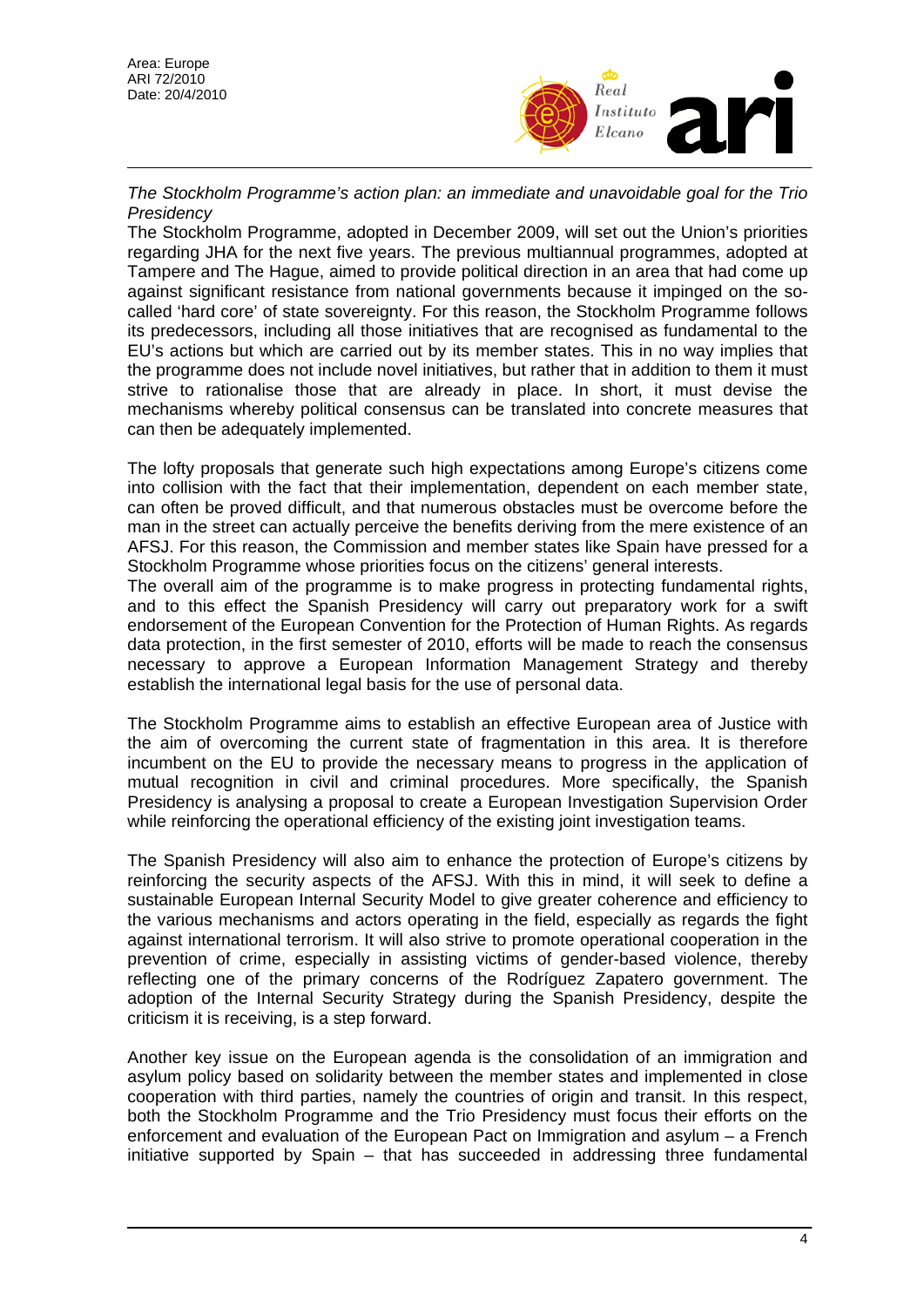*The Stockholm Programme's action plan: an immediate and unavoidable goal for the Trio Presidency*

The Stockholm Programme, adopted in December 2009, will set out the Union's priorities regarding JHA for the next five years. The previous multiannual programmes, adopted at Tampere and The Hague, aimed to provide political direction in an area that had come up against significant resistance from national governments because it impinged on the so-called 'hard core' of state sovereignty. For this reason, the Stockholm Programme follows its predecessors, including all those initiatives that are recognised as fundamental to the EU's actions but which are carried out by its member states. This in no way implies that the programme does not include novel initiatives, but rather that in addition to them it must strive to rationalise those that are already in place. In short, it must devise the mechanisms whereby political consensus can be translated into concrete measures that can then be adequately implemented.

The lofty proposals that generate such high expectations among Europe's citizens come into collision with the fact that their implementation, dependent on each member state, can often be proved difficult, and that numerous obstacles must be overcome before the man in the street can actually perceive the benefits deriving from the mere existence of an AFSJ. For this reason, the Commission and member states like Spain have pressed for a Stockholm Programme whose priorities focus on the citizens' general interests.

The overall aim of the programme is to make progress in protecting fundamental rights, and to this effect the Spanish Presidency will carry out preparatory work for a swift endorsement of the European Convention for the Protection of Human Rights. As regards data protection, in the first semester of 2010, efforts will be made to reach the consensus necessary to approve a European Information Management Strategy and thereby establish the international legal basis for the use of personal data.

The Stockholm Programme aims to establish an effective European area of Justice with the aim of overcoming the current state of fragmentation in this area. It is therefore incumbent on the EU to provide the necessary means to progress in the application of mutual recognition in civil and criminal procedures. More specifically, the Spanish Presidency is analysing a proposal to create a European Investigation Supervision Order while reinforcing the operational efficiency of the existing joint investigation teams.

The Spanish Presidency will also aim to enhance the protection of Europe's citizens by reinforcing the security aspects of the AFSJ. With this in mind, it will seek to define a sustainable European Internal Security Model to give greater coherence and efficiency to the various mechanisms and actors operating in the field, especially as regards the fight against international terrorism. It will also strive to promote operational cooperation in the prevention of crime, especially in assisting victims of gender-based violence, thereby reflecting one of the primary concerns of the Rodríguez Zapatero government. The adoption of the Internal Security Strategy during the Spanish Presidency, despite the criticism it is receiving, is a step forward.

Another key issue on the European agenda is the consolidation of an immigration and asylum policy based on solidarity between the member states and implemented in close cooperation with third parties, namely the countries of origin and transit. In this respect, both the Stockholm Programme and the Trio Presidency must focus their efforts on the enforcement and evaluation of the European Pact on Immigration and asylum – a French initiative supported by Spain – that has succeeded in addressing three fundamental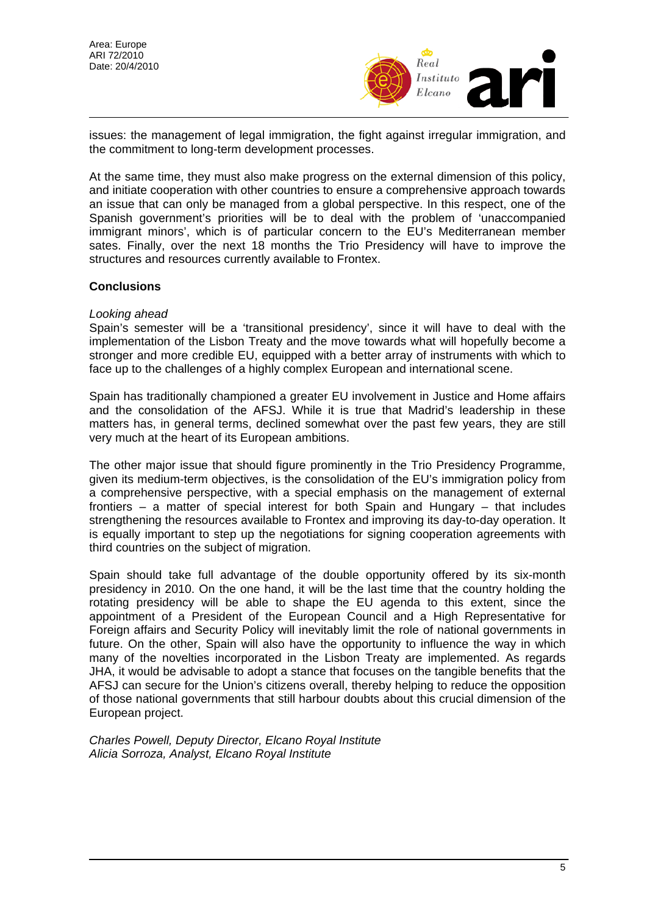issues: the management of legal immigration, the fight against irregular immigration, and the commitment to long-term development processes.

At the same time, they must also make progress on the external dimension of this policy, and initiate cooperation with other countries to ensure a comprehensive approach towards an issue that can only be managed from a global perspective. In this respect, one of the Spanish government's priorities will be to deal with the problem of 'unaccompanied immigrant minors', which is of particular concern to the EU's Mediterranean member sates. Finally, over the next 18 months the Trio Presidency will have to improve the structures and resources currently available to Frontex.

## Conclusions

*Looking ahead*

Spain's semester will be a 'transitional presidency', since it will have to deal with the implementation of the Lisbon Treaty and the move towards what will hopefully become a stronger and more credible EU, equipped with a better array of instruments with which to face up to the challenges of a highly complex European and international scene.

Spain has traditionally championed a greater EU involvement in Justice and Home affairs and the consolidation of the AFSJ. While it is true that Madrid's leadership in these matters has, in general terms, declined somewhat over the past few years, they are still very much at the heart of its European ambitions.

The other major issue that should figure prominently in the Trio Presidency Programme, given its medium-term objectives, is the consolidation of the EU's immigration policy from a comprehensive perspective, with a special emphasis on the management of external frontiers – a matter of special interest for both Spain and Hungary – that includes strengthening the resources available to Frontex and improving its day-to-day operation. It is equally important to step up the negotiations for signing cooperation agreements with third countries on the subject of migration.

Spain should take full advantage of the double opportunity offered by its six-month presidency in 2010. On the one hand, it will be the last time that the country holding the rotating presidency will be able to shape the EU agenda to this extent, since the appointment of a President of the European Council and a High Representative for Foreign affairs and Security Policy will inevitably limit the role of national governments in future. On the other, Spain will also have the opportunity to influence the way in which many of the novelties incorporated in the Lisbon Treaty are implemented. As regards JHA, it would be advisable to adopt a stance that focuses on the tangible benefits that the AFSJ can secure for the Union's citizens overall, thereby helping to reduce the opposition of those national governments that still harbour doubts about this crucial dimension of the European project.

*Charles Powell, Deputy Director, Elcano Royal Institute*
*Alicia Sorroza, Analyst, Elcano Royal Institute*